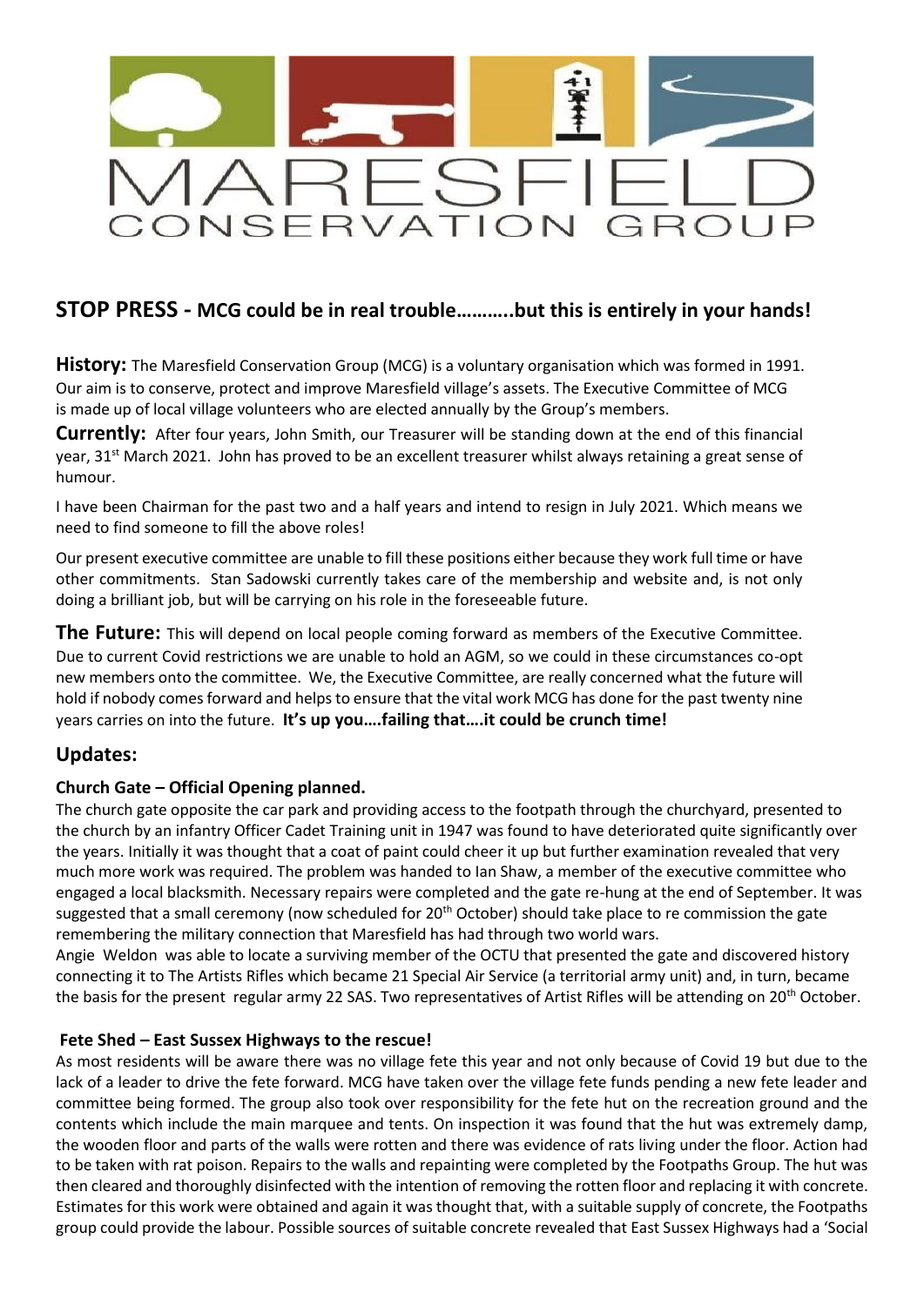# MARESFIELD CONSERVATION GROUP

## STOP PRESS - MCG could be in real trouble………..but this is entirely in your hands!

**History:** The Maresfield Conservation Group (MCG) is a voluntary organisation which was formed in 1991. Our aim is to conserve, protect and improve Maresfield village's assets. The Executive Committee of MCG is made up of local village volunteers who are elected annually by the Group's members.

**Currently:** After four years, John Smith, our Treasurer will be standing down at the end of this financial year, 31st March 2021. John has proved to be an excellent treasurer whilst always retaining a great sense of humour.

I have been Chairman for the past two and a half years and intend to resign in July 2021. Which means we need to find someone to fill the above roles!

Our present executive committee are unable to fill these positions either because they work full time or have other commitments. Stan Sadowski currently takes care of the membership and website and, is not only doing a brilliant job, but will be carrying on his role in the foreseeable future.

**The Future:** This will depend on local people coming forward as members of the Executive Committee. Due to current Covid restrictions we are unable to hold an AGM, so we could in these circumstances co-opt new members onto the committee. We, the Executive Committee, are really concerned what the future will hold if nobody comes forward and helps to ensure that the vital work MCG has done for the past twenty nine years carries on into the future. **It's up you….failing that….it could be crunch time!**

## Updates:

### Church Gate – Official Opening planned.

The church gate opposite the car park and providing access to the footpath through the churchyard, presented to the church by an infantry Officer Cadet Training unit in 1947 was found to have deteriorated quite significantly over the years. Initially it was thought that a coat of paint could cheer it up but further examination revealed that very much more work was required. The problem was handed to Ian Shaw, a member of the executive committee who engaged a local blacksmith. Necessary repairs were completed and the gate re-hung at the end of September. It was suggested that a small ceremony (now scheduled for 20th October) should take place to re commission the gate remembering the military connection that Maresfield has had through two world wars.

Angie Weldon was able to locate a surviving member of the OCTU that presented the gate and discovered history connecting it to The Artists Rifles which became 21 Special Air Service (a territorial army unit) and, in turn, became the basis for the present regular army 22 SAS. Two representatives of Artist Rifles will be attending on 20th October.

### Fete Shed – East Sussex Highways to the rescue!

As most residents will be aware there was no village fete this year and not only because of Covid 19 but due to the lack of a leader to drive the fete forward. MCG have taken over the village fete funds pending a new fete leader and committee being formed. The group also took over responsibility for the fete hut on the recreation ground and the contents which include the main marquee and tents. On inspection it was found that the hut was extremely damp, the wooden floor and parts of the walls were rotten and there was evidence of rats living under the floor. Action had to be taken with rat poison. Repairs to the walls and repainting were completed by the Footpaths Group. The hut was then cleared and thoroughly disinfected with the intention of removing the rotten floor and replacing it with concrete. Estimates for this work were obtained and again it was thought that, with a suitable supply of concrete, the Footpaths group could provide the labour. Possible sources of suitable concrete revealed that East Sussex Highways had a 'Social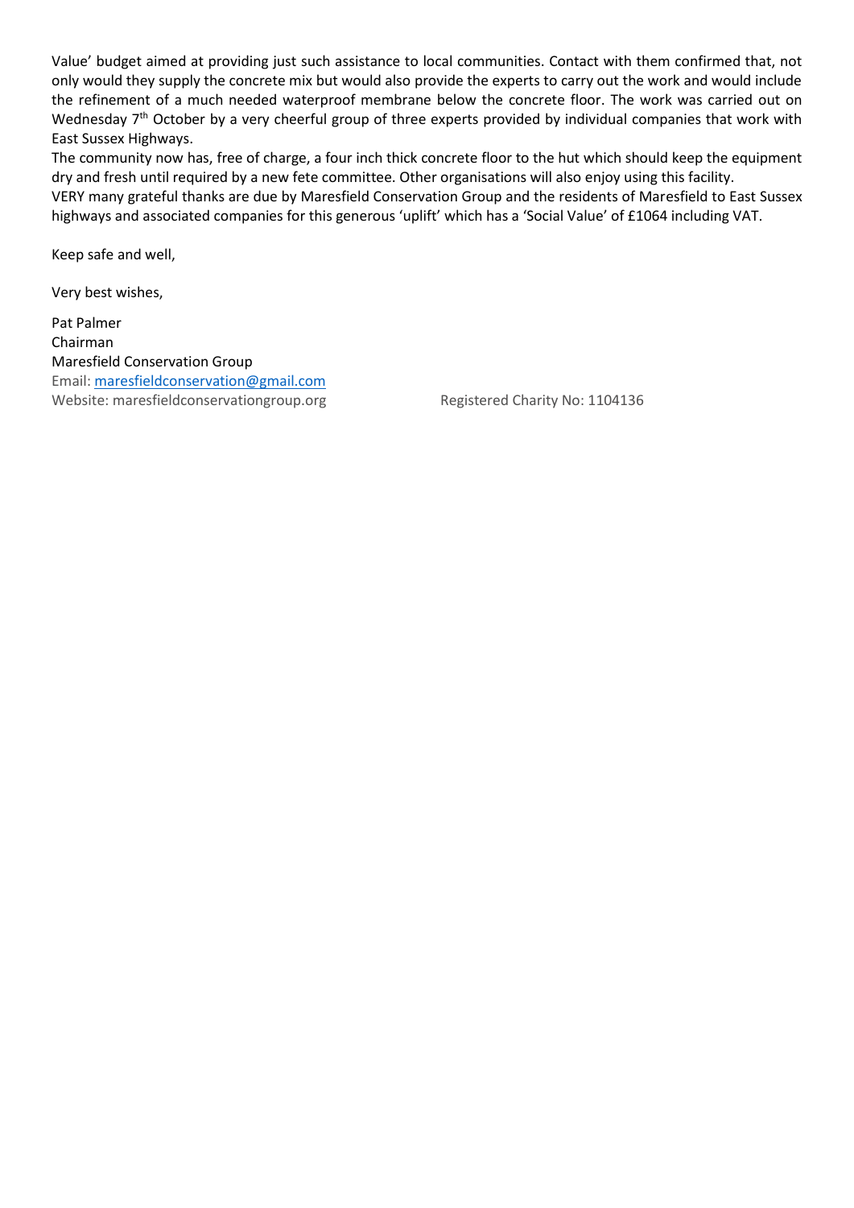Value' budget aimed at providing just such assistance to local communities. Contact with them confirmed that, not only would they supply the concrete mix but would also provide the experts to carry out the work and would include the refinement of a much needed waterproof membrane below the concrete floor. The work was carried out on Wednesday 7th October by a very cheerful group of three experts provided by individual companies that work with East Sussex Highways.

The community now has, free of charge, a four inch thick concrete floor to the hut which should keep the equipment dry and fresh until required by a new fete committee. Other organisations will also enjoy using this facility.

VERY many grateful thanks are due by Maresfield Conservation Group and the residents of Maresfield to East Sussex highways and associated companies for this generous 'uplift' which has a 'Social Value' of £1064 including VAT.

Keep safe and well,

Very best wishes,

Pat Palmer
Chairman
Maresfield Conservation Group
Email: maresfieldconservation@gmail.com
Website: maresfieldconservationgroup.org Registered Charity No: 1104136